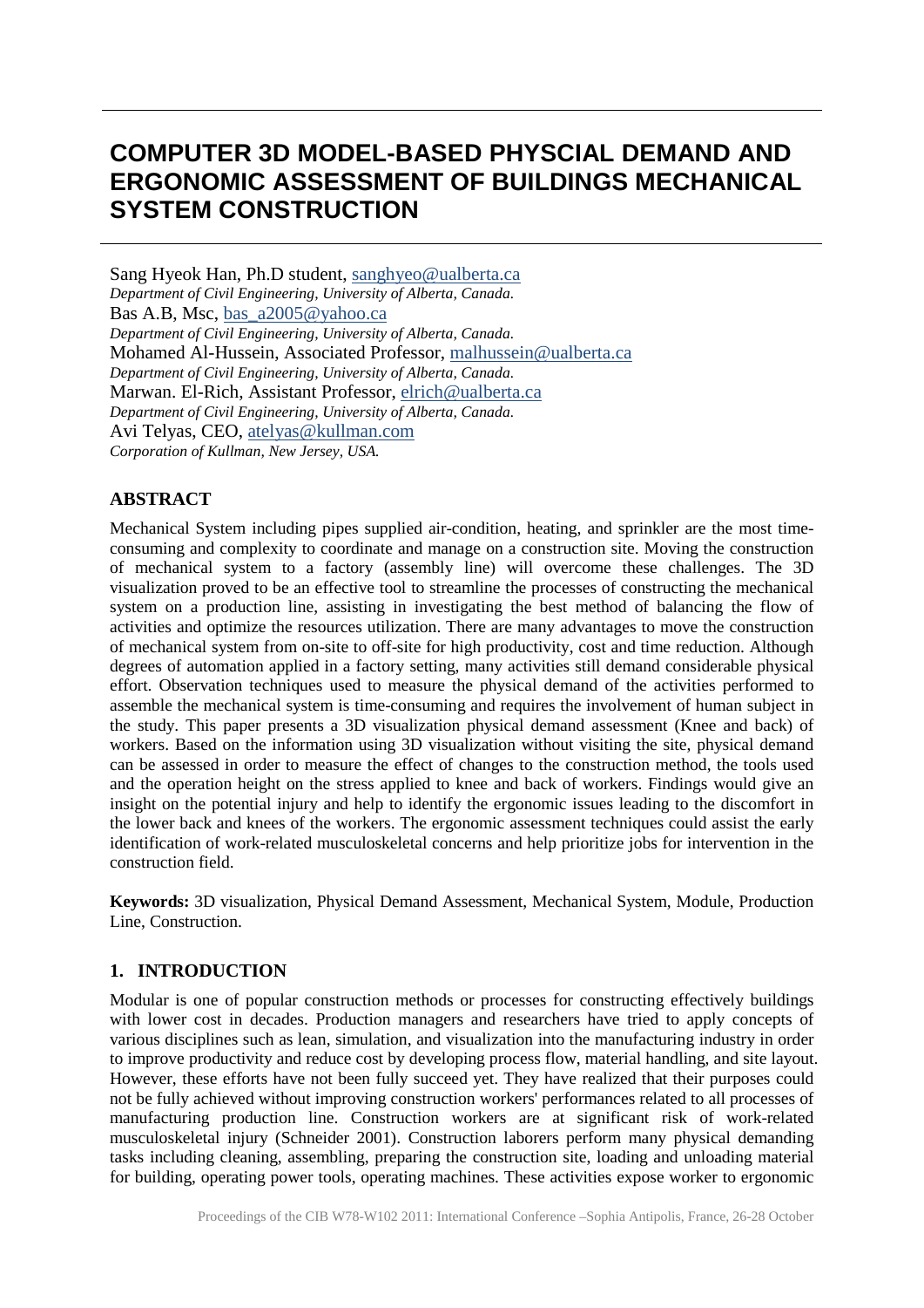# COMPUTER 3D MODEL-BASED PHYSCIAL DEMAND AND ERGONOMIC ASSESSMENT OF BUILDINGS MECHANICAL SYSTEM CONSTRUCTION

Sang Hyeok Han, Ph.D student, sanghyeo@ualberta.ca
*Department of Civil Engineering, University of Alberta, Canada.*
Bas A.B, Msc, bas_a2005@yahoo.ca
*Department of Civil Engineering, University of Alberta, Canada.*
Mohamed Al-Hussein, Associated Professor, malhussein@ualberta.ca
*Department of Civil Engineering, University of Alberta, Canada.*
Marwan. El-Rich, Assistant Professor, elrich@ualberta.ca
*Department of Civil Engineering, University of Alberta, Canada.*
Avi Telyas, CEO, atelyas@kullman.com
*Corporation of Kullman, New Jersey, USA.*

## ABSTRACT

Mechanical System including pipes supplied air-condition, heating, and sprinkler are the most time-consuming and complexity to coordinate and manage on a construction site. Moving the construction of mechanical system to a factory (assembly line) will overcome these challenges. The 3D visualization proved to be an effective tool to streamline the processes of constructing the mechanical system on a production line, assisting in investigating the best method of balancing the flow of activities and optimize the resources utilization. There are many advantages to move the construction of mechanical system from on-site to off-site for high productivity, cost and time reduction. Although degrees of automation applied in a factory setting, many activities still demand considerable physical effort. Observation techniques used to measure the physical demand of the activities performed to assemble the mechanical system is time-consuming and requires the involvement of human subject in the study. This paper presents a 3D visualization physical demand assessment (Knee and back) of workers. Based on the information using 3D visualization without visiting the site, physical demand can be assessed in order to measure the effect of changes to the construction method, the tools used and the operation height on the stress applied to knee and back of workers. Findings would give an insight on the potential injury and help to identify the ergonomic issues leading to the discomfort in the lower back and knees of the workers. The ergonomic assessment techniques could assist the early identification of work-related musculoskeletal concerns and help prioritize jobs for intervention in the construction field.

**Keywords:** 3D visualization, Physical Demand Assessment, Mechanical System, Module, Production Line, Construction.

## 1. INTRODUCTION

Modular is one of popular construction methods or processes for constructing effectively buildings with lower cost in decades. Production managers and researchers have tried to apply concepts of various disciplines such as lean, simulation, and visualization into the manufacturing industry in order to improve productivity and reduce cost by developing process flow, material handling, and site layout. However, these efforts have not been fully succeed yet. They have realized that their purposes could not be fully achieved without improving construction workers' performances related to all processes of manufacturing production line. Construction workers are at significant risk of work-related musculoskeletal injury (Schneider 2001). Construction laborers perform many physical demanding tasks including cleaning, assembling, preparing the construction site, loading and unloading material for building, operating power tools, operating machines. These activities expose worker to ergonomic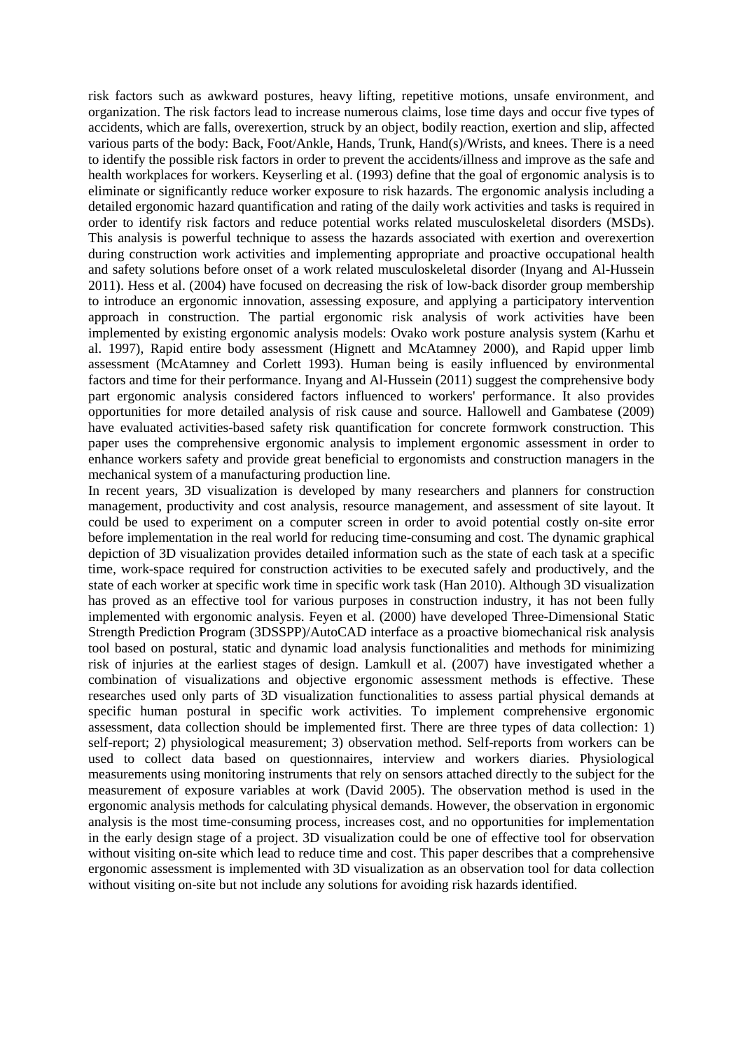risk factors such as awkward postures, heavy lifting, repetitive motions, unsafe environment, and organization. The risk factors lead to increase numerous claims, lose time days and occur five types of accidents, which are falls, overexertion, struck by an object, bodily reaction, exertion and slip, affected various parts of the body: Back, Foot/Ankle, Hands, Trunk, Hand(s)/Wrists, and knees. There is a need to identify the possible risk factors in order to prevent the accidents/illness and improve as the safe and health workplaces for workers. Keyserling et al. (1993) define that the goal of ergonomic analysis is to eliminate or significantly reduce worker exposure to risk hazards. The ergonomic analysis including a detailed ergonomic hazard quantification and rating of the daily work activities and tasks is required in order to identify risk factors and reduce potential works related musculoskeletal disorders (MSDs). This analysis is powerful technique to assess the hazards associated with exertion and overexertion during construction work activities and implementing appropriate and proactive occupational health and safety solutions before onset of a work related musculoskeletal disorder (Inyang and Al-Hussein 2011). Hess et al. (2004) have focused on decreasing the risk of low-back disorder group membership to introduce an ergonomic innovation, assessing exposure, and applying a participatory intervention approach in construction. The partial ergonomic risk analysis of work activities have been implemented by existing ergonomic analysis models: Ovako work posture analysis system (Karhu et al. 1997), Rapid entire body assessment (Hignett and McAtamney 2000), and Rapid upper limb assessment (McAtamney and Corlett 1993). Human being is easily influenced by environmental factors and time for their performance. Inyang and Al-Hussein (2011) suggest the comprehensive body part ergonomic analysis considered factors influenced to workers' performance. It also provides opportunities for more detailed analysis of risk cause and source. Hallowell and Gambatese (2009) have evaluated activities-based safety risk quantification for concrete formwork construction. This paper uses the comprehensive ergonomic analysis to implement ergonomic assessment in order to enhance workers safety and provide great beneficial to ergonomists and construction managers in the mechanical system of a manufacturing production line.

In recent years, 3D visualization is developed by many researchers and planners for construction management, productivity and cost analysis, resource management, and assessment of site layout. It could be used to experiment on a computer screen in order to avoid potential costly on-site error before implementation in the real world for reducing time-consuming and cost. The dynamic graphical depiction of 3D visualization provides detailed information such as the state of each task at a specific time, work-space required for construction activities to be executed safely and productively, and the state of each worker at specific work time in specific work task (Han 2010). Although 3D visualization has proved as an effective tool for various purposes in construction industry, it has not been fully implemented with ergonomic analysis. Feyen et al. (2000) have developed Three-Dimensional Static Strength Prediction Program (3DSSPP)/AutoCAD interface as a proactive biomechanical risk analysis tool based on postural, static and dynamic load analysis functionalities and methods for minimizing risk of injuries at the earliest stages of design. Lamkull et al. (2007) have investigated whether a combination of visualizations and objective ergonomic assessment methods is effective. These researches used only parts of 3D visualization functionalities to assess partial physical demands at specific human postural in specific work activities. To implement comprehensive ergonomic assessment, data collection should be implemented first. There are three types of data collection: 1) self-report; 2) physiological measurement; 3) observation method. Self-reports from workers can be used to collect data based on questionnaires, interview and workers diaries. Physiological measurements using monitoring instruments that rely on sensors attached directly to the subject for the measurement of exposure variables at work (David 2005). The observation method is used in the ergonomic analysis methods for calculating physical demands. However, the observation in ergonomic analysis is the most time-consuming process, increases cost, and no opportunities for implementation in the early design stage of a project. 3D visualization could be one of effective tool for observation without visiting on-site which lead to reduce time and cost. This paper describes that a comprehensive ergonomic assessment is implemented with 3D visualization as an observation tool for data collection without visiting on-site but not include any solutions for avoiding risk hazards identified.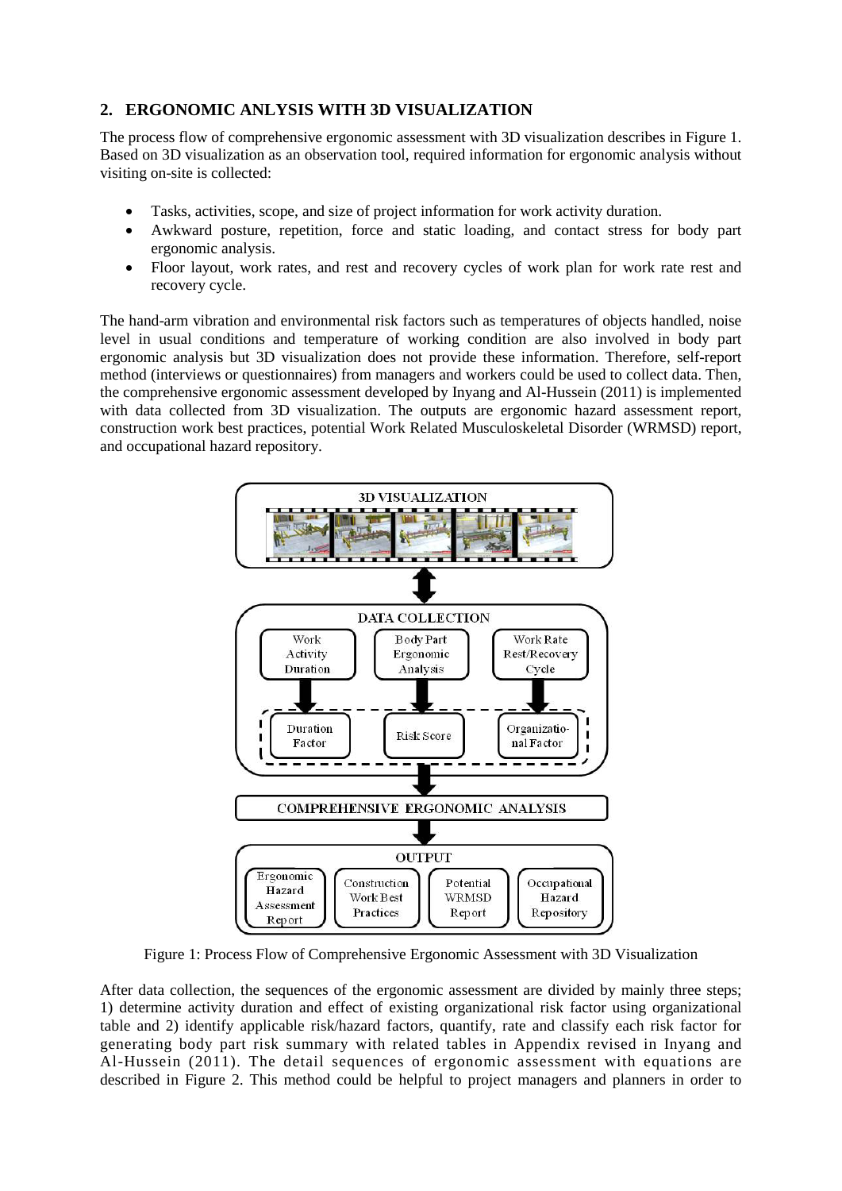## 2. ERGONOMIC ANLYSIS WITH 3D VISUALIZATION

The process flow of comprehensive ergonomic assessment with 3D visualization describes in Figure 1. Based on 3D visualization as an observation tool, required information for ergonomic analysis without visiting on-site is collected:

- Tasks, activities, scope, and size of project information for work activity duration.
- Awkward posture, repetition, force and static loading, and contact stress for body part ergonomic analysis.
- Floor layout, work rates, and rest and recovery cycles of work plan for work rate rest and recovery cycle.

The hand-arm vibration and environmental risk factors such as temperatures of objects handled, noise level in usual conditions and temperature of working condition are also involved in body part ergonomic analysis but 3D visualization does not provide these information. Therefore, self-report method (interviews or questionnaires) from managers and workers could be used to collect data. Then, the comprehensive ergonomic assessment developed by Inyang and Al-Hussein (2011) is implemented with data collected from 3D visualization. The outputs are ergonomic hazard assessment report, construction work best practices, potential Work Related Musculoskeletal Disorder (WRMSD) report, and occupational hazard repository.

Figure 1: Process Flow of Comprehensive Ergonomic Assessment with 3D Visualization

After data collection, the sequences of the ergonomic assessment are divided by mainly three steps; 1) determine activity duration and effect of existing organizational risk factor using organizational table and 2) identify applicable risk/hazard factors, quantify, rate and classify each risk factor for generating body part risk summary with related tables in Appendix revised in Inyang and Al-Hussein (2011). The detail sequences of ergonomic assessment with equations are described in Figure 2. This method could be helpful to project managers and planners in order to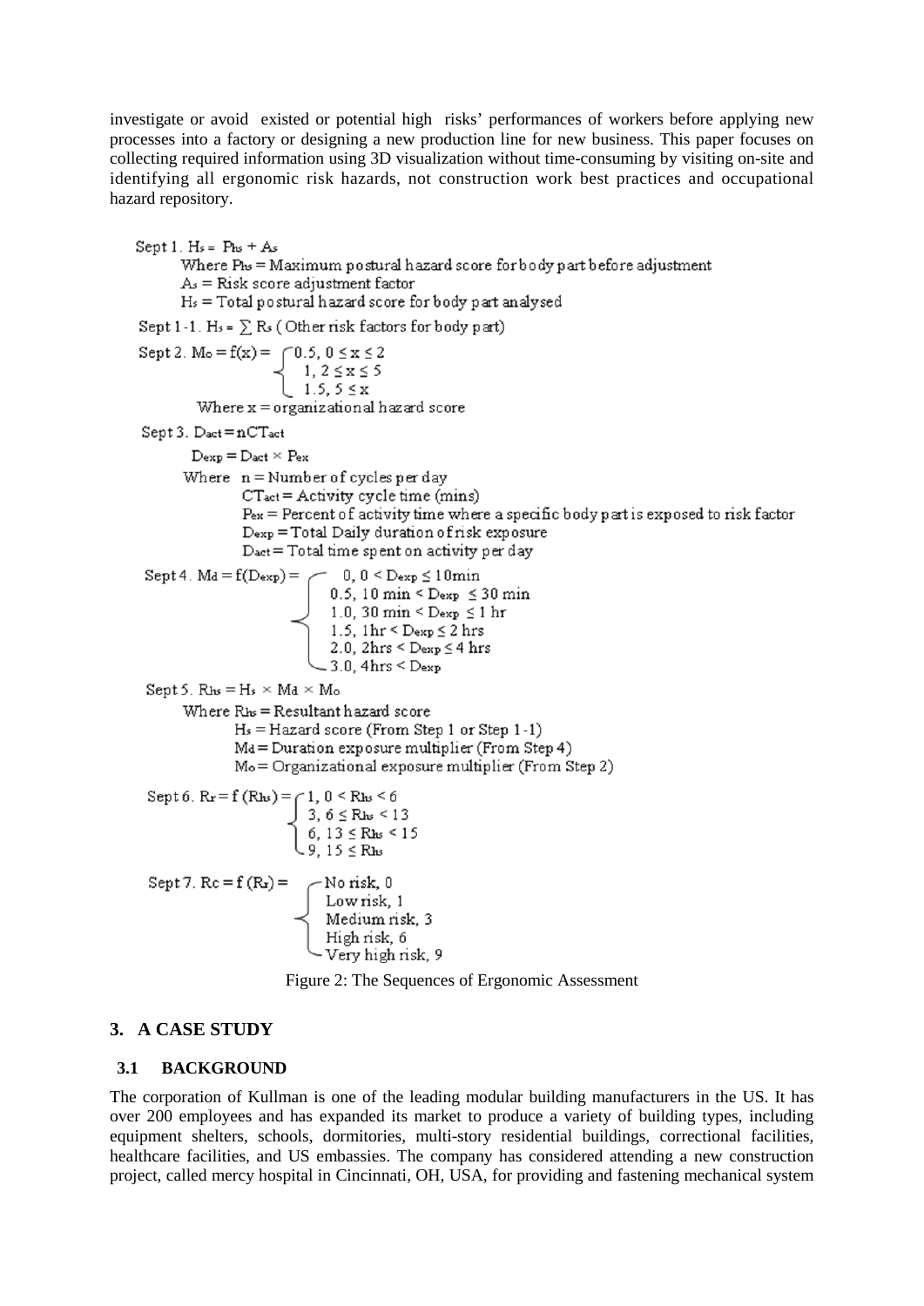investigate or avoid existed or potential high risks' performances of workers before applying new processes into a factory or designing a new production line for new business. This paper focuses on collecting required information using 3D visualization without time-consuming by visiting on-site and identifying all ergonomic risk hazards, not construction work best practices and occupational hazard repository.

Sept 1. $H_s = P_{hs} + A_s$

Where $P_{hs}$ = Maximum postural hazard score for body part before adjustment

$A_s$ = Risk score adjustment factor

$H_s$ = Total postural hazard score for body part analysed

Sept 1-1. $H_s = \sum R_s$ (Other risk factors for body part)

Sept 2. $M_o = f(x) = \begin{cases} 0.5, & 0 \le x \le 2 \\ 1, & 2 \le x \le 5 \\ 1.5, & 5 \le x \end{cases}$

Where x = organizational hazard score

Sept 3. $D_{act} = nCT_{act}$

$D_{exp} = D_{act} \times P_{ex}$

Where n = Number of cycles per day

$CT_{act}$ = Activity cycle time (mins)

$P_{ex}$ = Percent of activity time where a specific body part is exposed to risk factor

$D_{exp}$ = Total Daily duration of risk exposure

$D_{act}$ = Total time spent on activity per day

Sept 4. $M_d = f(D_{exp}) = \begin{cases} 0, & 0 < D_{exp} \le 10\text{min} \\ 0.5, & 10\text{ min} < D_{exp} \le 30\text{ min} \\ 1.0, & 30\text{ min} < D_{exp} \le 1\text{ hr} \\ 1.5, & 1\text{hr} < D_{exp} \le 2\text{ hrs} \\ 2.0, & 2\text{hrs} < D_{exp} \le 4\text{ hrs} \\ 3.0, & 4\text{hrs} < D_{exp} \end{cases}$

Sept 5. $R_{hs} = H_s \times M_d \times M_o$

Where $R_{hs}$ = Resultant hazard score

$H_s$ = Hazard score (From Step 1 or Step 1-1)

$M_d$ = Duration exposure multiplier (From Step 4)

$M_o$ = Organizational exposure multiplier (From Step 2)

Sept 6. $R_r = f(R_{hs}) = \begin{cases} 1, & 0 < R_{hs} < 6 \\ 3, & 6 \le R_{hs} < 13 \\ 6, & 13 \le R_{hs} < 15 \\ 9, & 15 \le R_{hs} \end{cases}$

Sept 7. $R_c = f(R_r) = \begin{cases} \text{No risk, } 0 \\ \text{Low risk, } 1 \\ \text{Medium risk, } 3 \\ \text{High risk, } 6 \\ \text{Very high risk, } 9 \end{cases}$

Figure 2: The Sequences of Ergonomic Assessment

## 3. A CASE STUDY

### 3.1 BACKGROUND

The corporation of Kullman is one of the leading modular building manufacturers in the US. It has over 200 employees and has expanded its market to produce a variety of building types, including equipment shelters, schools, dormitories, multi-story residential buildings, correctional facilities, healthcare facilities, and US embassies. The company has considered attending a new construction project, called mercy hospital in Cincinnati, OH, USA, for providing and fastening mechanical system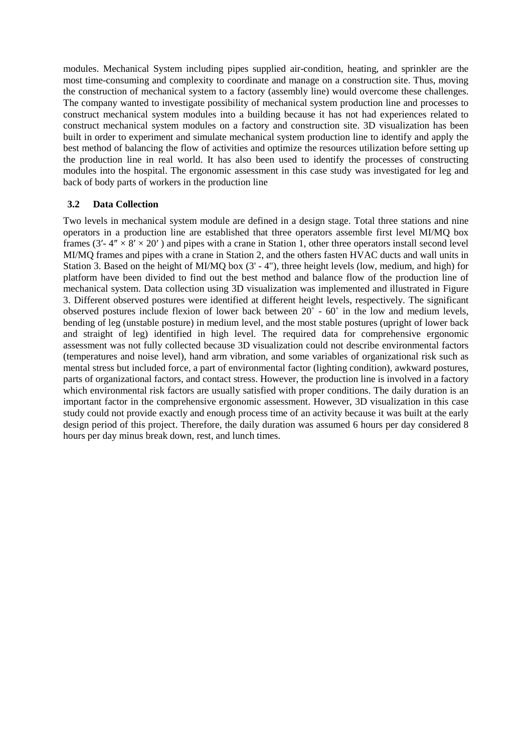modules. Mechanical System including pipes supplied air-condition, heating, and sprinkler are the most time-consuming and complexity to coordinate and manage on a construction site. Thus, moving the construction of mechanical system to a factory (assembly line) would overcome these challenges. The company wanted to investigate possibility of mechanical system production line and processes to construct mechanical system modules into a building because it has not had experiences related to construct mechanical system modules on a factory and construction site. 3D visualization has been built in order to experiment and simulate mechanical system production line to identify and apply the best method of balancing the flow of activities and optimize the resources utilization before setting up the production line in real world. It has also been used to identify the processes of constructing modules into the hospital. The ergonomic assessment in this case study was investigated for leg and back of body parts of workers in the production line

### 3.2 Data Collection

Two levels in mechanical system module are defined in a design stage. Total three stations and nine operators in a production line are established that three operators assemble first level MI/MQ box frames (3′- 4″ × 8′ × 20′ ) and pipes with a crane in Station 1, other three operators install second level MI/MQ frames and pipes with a crane in Station 2, and the others fasten HVAC ducts and wall units in Station 3. Based on the height of MI/MQ box (3' - 4"), three height levels (low, medium, and high) for platform have been divided to find out the best method and balance flow of the production line of mechanical system. Data collection using 3D visualization was implemented and illustrated in Figure 3. Different observed postures were identified at different height levels, respectively. The significant observed postures include flexion of lower back between 20˚ - 60˚ in the low and medium levels, bending of leg (unstable posture) in medium level, and the most stable postures (upright of lower back and straight of leg) identified in high level. The required data for comprehensive ergonomic assessment was not fully collected because 3D visualization could not describe environmental factors (temperatures and noise level), hand arm vibration, and some variables of organizational risk such as mental stress but included force, a part of environmental factor (lighting condition), awkward postures, parts of organizational factors, and contact stress. However, the production line is involved in a factory which environmental risk factors are usually satisfied with proper conditions. The daily duration is an important factor in the comprehensive ergonomic assessment. However, 3D visualization in this case study could not provide exactly and enough process time of an activity because it was built at the early design period of this project. Therefore, the daily duration was assumed 6 hours per day considered 8 hours per day minus break down, rest, and lunch times.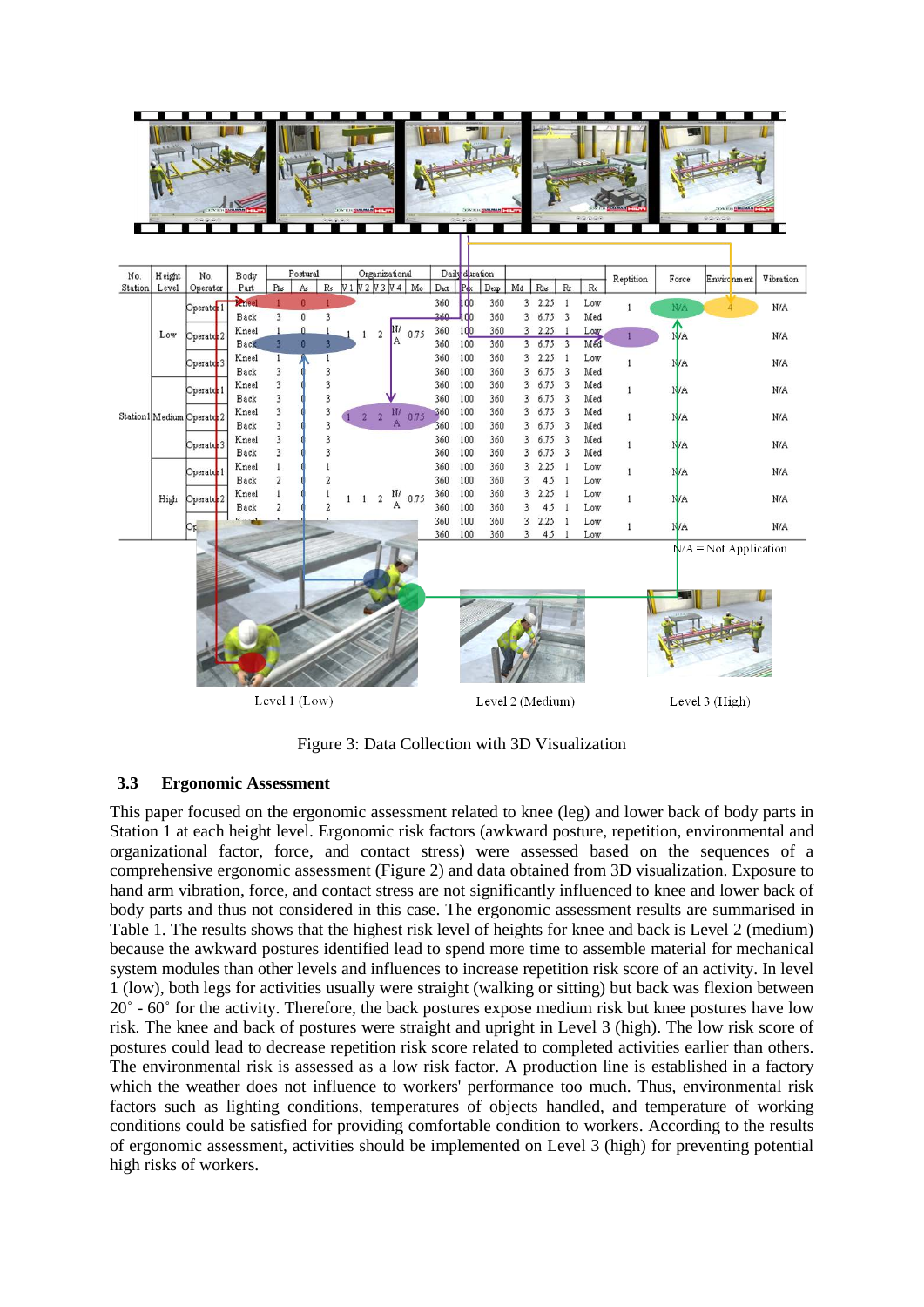Figure 3: Data Collection with 3D Visualization

### 3.3 Ergonomic Assessment

This paper focused on the ergonomic assessment related to knee (leg) and lower back of body parts in Station 1 at each height level. Ergonomic risk factors (awkward posture, repetition, environmental and organizational factor, force, and contact stress) were assessed based on the sequences of a comprehensive ergonomic assessment (Figure 2) and data obtained from 3D visualization. Exposure to hand arm vibration, force, and contact stress are not significantly influenced to knee and lower back of body parts and thus not considered in this case. The ergonomic assessment results are summarised in Table 1. The results shows that the highest risk level of heights for knee and back is Level 2 (medium) because the awkward postures identified lead to spend more time to assemble material for mechanical system modules than other levels and influences to increase repetition risk score of an activity. In level 1 (low), both legs for activities usually were straight (walking or sitting) but back was flexion between 20˚ - 60˚ for the activity. Therefore, the back postures expose medium risk but knee postures have low risk. The knee and back of postures were straight and upright in Level 3 (high). The low risk score of postures could lead to decrease repetition risk score related to completed activities earlier than others. The environmental risk is assessed as a low risk factor. A production line is established in a factory which the weather does not influence to workers' performance too much. Thus, environmental risk factors such as lighting conditions, temperatures of objects handled, and temperature of working conditions could be satisfied for providing comfortable condition to workers. According to the results of ergonomic assessment, activities should be implemented on Level 3 (high) for preventing potential high risks of workers.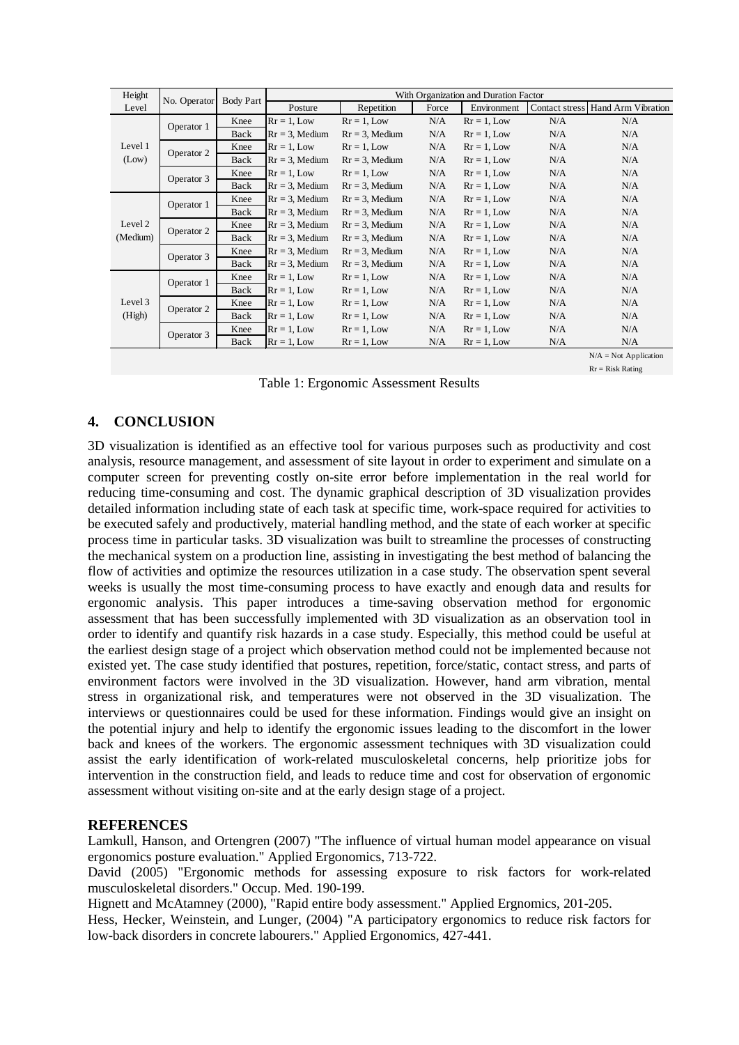| Height Level | No. Operator | Body Part | With Organization and Duration Factor | | | | | |
|---|---|---|---|---|---|---|---|---|
| | | | Posture | Repetition | Force | Environment | Contact stress | Hand Arm Vibration |
| Level 1 (Low) | Operator 1 | Knee | Rr = 1, Low | Rr = 1, Low | N/A | Rr = 1, Low | N/A | N/A |
| | | Back | Rr = 3, Medium | Rr = 3, Medium | N/A | Rr = 1, Low | N/A | N/A |
| | Operator 2 | Knee | Rr = 1, Low | Rr = 1, Low | N/A | Rr = 1, Low | N/A | N/A |
| | | Back | Rr = 3, Medium | Rr = 3, Medium | N/A | Rr = 1, Low | N/A | N/A |
| | Operator 3 | Knee | Rr = 1, Low | Rr = 1, Low | N/A | Rr = 1, Low | N/A | N/A |
| | | Back | Rr = 3, Medium | Rr = 3, Medium | N/A | Rr = 1, Low | N/A | N/A |
| Level 2 (Medium) | Operator 1 | Knee | Rr = 3, Medium | Rr = 3, Medium | N/A | Rr = 1, Low | N/A | N/A |
| | | Back | Rr = 3, Medium | Rr = 3, Medium | N/A | Rr = 1, Low | N/A | N/A |
| | Operator 2 | Knee | Rr = 3, Medium | Rr = 3, Medium | N/A | Rr = 1, Low | N/A | N/A |
| | | Back | Rr = 3, Medium | Rr = 3, Medium | N/A | Rr = 1, Low | N/A | N/A |
| | Operator 3 | Knee | Rr = 3, Medium | Rr = 3, Medium | N/A | Rr = 1, Low | N/A | N/A |
| | | Back | Rr = 3, Medium | Rr = 3, Medium | N/A | Rr = 1, Low | N/A | N/A |
| Level 3 (High) | Operator 1 | Knee | Rr = 1, Low | Rr = 1, Low | N/A | Rr = 1, Low | N/A | N/A |
| | | Back | Rr = 1, Low | Rr = 1, Low | N/A | Rr = 1, Low | N/A | N/A |
| | Operator 2 | Knee | Rr = 1, Low | Rr = 1, Low | N/A | Rr = 1, Low | N/A | N/A |
| | | Back | Rr = 1, Low | Rr = 1, Low | N/A | Rr = 1, Low | N/A | N/A |
| | Operator 3 | Knee | Rr = 1, Low | Rr = 1, Low | N/A | Rr = 1, Low | N/A | N/A |
| | | Back | Rr = 1, Low | Rr = 1, Low | N/A | Rr = 1, Low | N/A | N/A |

N/A = Not Application

Rr = Risk Rating

Table 1: Ergonomic Assessment Results

## 4. CONCLUSION

3D visualization is identified as an effective tool for various purposes such as productivity and cost analysis, resource management, and assessment of site layout in order to experiment and simulate on a computer screen for preventing costly on-site error before implementation in the real world for reducing time-consuming and cost. The dynamic graphical description of 3D visualization provides detailed information including state of each task at specific time, work-space required for activities to be executed safely and productively, material handling method, and the state of each worker at specific process time in particular tasks. 3D visualization was built to streamline the processes of constructing the mechanical system on a production line, assisting in investigating the best method of balancing the flow of activities and optimize the resources utilization in a case study. The observation spent several weeks is usually the most time-consuming process to have exactly and enough data and results for ergonomic analysis. This paper introduces a time-saving observation method for ergonomic assessment that has been successfully implemented with 3D visualization as an observation tool in order to identify and quantify risk hazards in a case study. Especially, this method could be useful at the earliest design stage of a project which observation method could not be implemented because not existed yet. The case study identified that postures, repetition, force/static, contact stress, and parts of environment factors were involved in the 3D visualization. However, hand arm vibration, mental stress in organizational risk, and temperatures were not observed in the 3D visualization. The interviews or questionnaires could be used for these information. Findings would give an insight on the potential injury and help to identify the ergonomic issues leading to the discomfort in the lower back and knees of the workers. The ergonomic assessment techniques with 3D visualization could assist the early identification of work-related musculoskeletal concerns, help prioritize jobs for intervention in the construction field, and leads to reduce time and cost for observation of ergonomic assessment without visiting on-site and at the early design stage of a project.

## REFERENCES

Lamkull, Hanson, and Ortengren (2007) "The influence of virtual human model appearance on visual ergonomics posture evaluation." Applied Ergonomics, 713-722.

David (2005) "Ergonomic methods for assessing exposure to risk factors for work-related musculoskeletal disorders." Occup. Med. 190-199.

Hignett and McAtamney (2000), "Rapid entire body assessment." Applied Ergnomics, 201-205.

Hess, Hecker, Weinstein, and Lunger, (2004) "A participatory ergonomics to reduce risk factors for low-back disorders in concrete labourers." Applied Ergonomics, 427-441.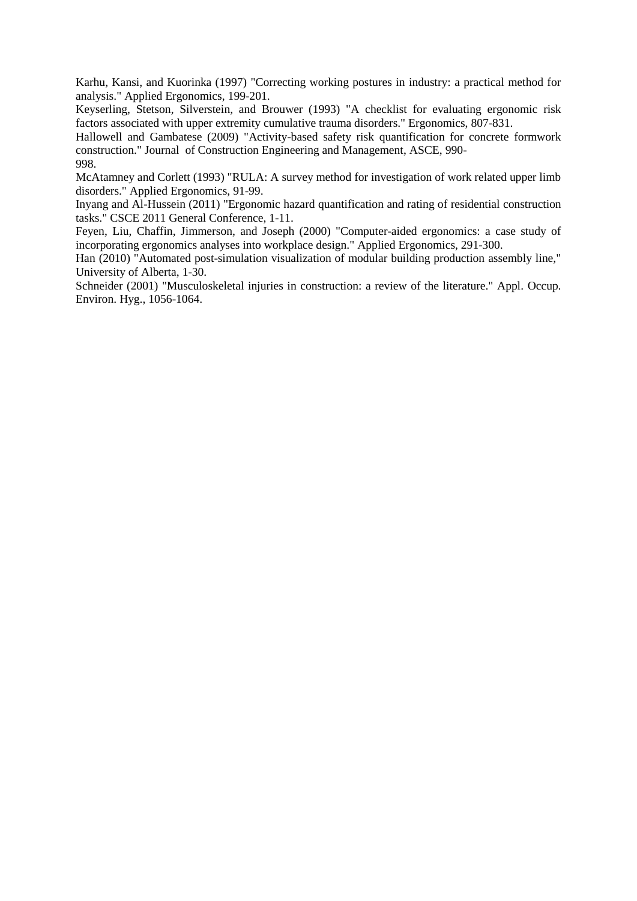Karhu, Kansi, and Kuorinka (1997) "Correcting working postures in industry: a practical method for analysis." Applied Ergonomics, 199-201.

Keyserling, Stetson, Silverstein, and Brouwer (1993) "A checklist for evaluating ergonomic risk factors associated with upper extremity cumulative trauma disorders." Ergonomics, 807-831.

Hallowell and Gambatese (2009) "Activity-based safety risk quantification for concrete formwork construction." Journal of Construction Engineering and Management, ASCE, 990-998.

McAtamney and Corlett (1993) "RULA: A survey method for investigation of work related upper limb disorders." Applied Ergonomics, 91-99.

Inyang and Al-Hussein (2011) "Ergonomic hazard quantification and rating of residential construction tasks." CSCE 2011 General Conference, 1-11.

Feyen, Liu, Chaffin, Jimmerson, and Joseph (2000) "Computer-aided ergonomics: a case study of incorporating ergonomics analyses into workplace design." Applied Ergonomics, 291-300.

Han (2010) "Automated post-simulation visualization of modular building production assembly line," University of Alberta, 1-30.

Schneider (2001) "Musculoskeletal injuries in construction: a review of the literature." Appl. Occup. Environ. Hyg., 1056-1064.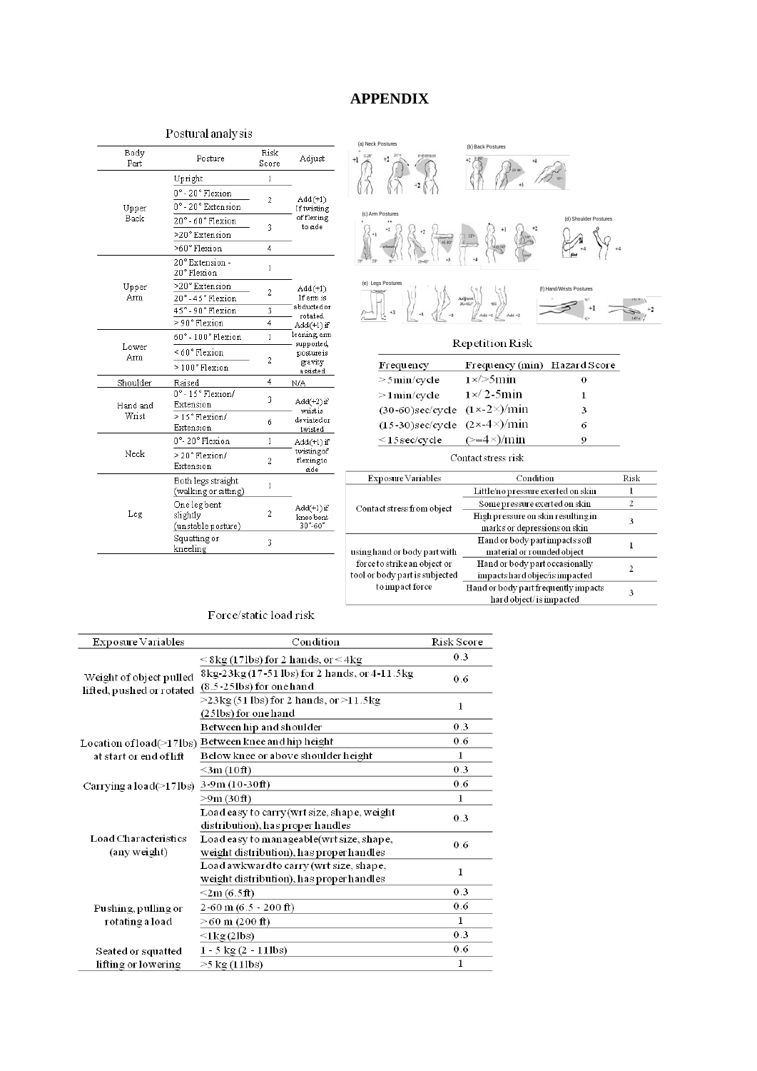# APPENDIX

## Postural analysis

| Body Part | Posture | Risk Score | Adjust |
|---|---|---|---|
| Upper Back | Upright | 1 | Add (+1) If twisting of flexing to side |
| | 0° - 20° Flexion | 2 | |
| | 0° - 20° Extension | | |
| | 20° - 60° Flexion | 3 | |
| | >20° Extension | | |
| | >60° Flexion | 4 | |
| Upper Arm | 20° Extension - 20° Flexion | 1 | Add (+1) If arm is abducted or rotated. Add(+1) if leaning, arm supported, posture is gravity assisted |
| | >20° Extension | 2 | |
| | 20° - 45° Flexion | | |
| | 45° - 90° Flexion | 3 | |
| | > 90° Flexion | 4 | |
| Lower Arm | 60° - 100° Flexion | 1 | |
| | < 60° Flexion | 2 | |
| | > 100° Flexion | | |
| Shoulder | Raised | 4 | N/A |
| Hand and Wrist | 0° - 15° Flexion/ Extension | 3 | Add(+2) if wrist is deviated or twisted |
| | > 15° Flexion/ Extension | 6 | |
| Neck | 0°- 20° Flexion | 1 | Add(+1) if twisting of flexing to side |
| | > 20° Flexion/ Extension | 2 | |
| Leg | Both legs straight (walking or sitting) | 1 | Add(+1) if knee bent 30°-60° |
| | One leg bent slightly (unstable posture) | 2 | |
| | Squatting or kneeling | 3 | |

(a) Neck Postures (b) Back Postures (c) Arm Postures (d) Shoulder Postures (e) Legs Postures (f) Hand/Wrists Postures

## Repetition Risk

| Frequency | Frequency (min) | Hazard Score |
|---|---|---|
| > 5min/cycle | 1×/>5min | 0 |
| > 1min/cycle | 1×/ 2-5min | 1 |
| (30-60)sec/cycle | (1×-2×)/min | 3 |
| (15-30)sec/cycle | (2×-4×)/min | 6 |
| < 15sec/cycle | (>=4×)/min | 9 |

## Contact stress risk

| Exposure Variables | Condition | Risk |
|---|---|---|
| Contact stress from object | Little/no pressure exerted on skin | 1 |
| | Some pressure exerted on skin | 2 |
| | High pressure on skin resulting in marks or depressions on skin | 3 |
| using hand or body part with force to strike an object or tool or body part is subjected to impact force | Hand or body part impacts soft material or rounded object | 1 |
| | Hand or body part occasionally impacts hard objec/is impacted | 2 |
| | Hand or body part frequently impacts hard object/ is impacted | 3 |

## Force/static load risk

| Exposure Variables | Condition | Risk Score |
|---|---|---|
| Weight of object pulled lifted, pushed or rotated | < 8kg (17lbs) for 2 hands, or < 4kg | 0.3 |
| | 8kg-23kg (17-51 lbs) for 2 hands, or 4-11.5kg (8.5-25lbs) for one hand | 0.6 |
| | >23kg (51 lbs) for 2 hands, or >11.5kg (25lbs) for one hand | 1 |
| Location of load(>17lbs) at start or end of lift | Between hip and shoulder | 0.3 |
| | Between knee and hip height | 0.6 |
| | Below knee or above shoulder height | 1 |
| Carrying a load(>17lbs) | <3m (10ft) | 0.3 |
| | 3-9m (10-30ft) | 0.6 |
| | >9m (30ft) | 1 |
| Load Characteristics (any weight) | Load easy to carry (wrt size, shape, weight distribution), has proper handles | 0.3 |
| | Load easy to manageable(wrt size, shape, weight distribution), has proper handles | 0.6 |
| | Load awkward to carry (wrt size, shape, weight distribution), has proper handles | 1 |
| Pushing, pulling or rotating a load | <2m (6.5ft) | 0.3 |
| | 2-60 m (6.5 - 200 ft) | 0.6 |
| | > 60 m (200 ft) | 1 |
| Seated or squatted lifting or lowering | <1kg (2lbs) | 0.3 |
| | 1 - 5 kg (2 - 11lbs) | 0.6 |
| | >5 kg (11lbs) | 1 |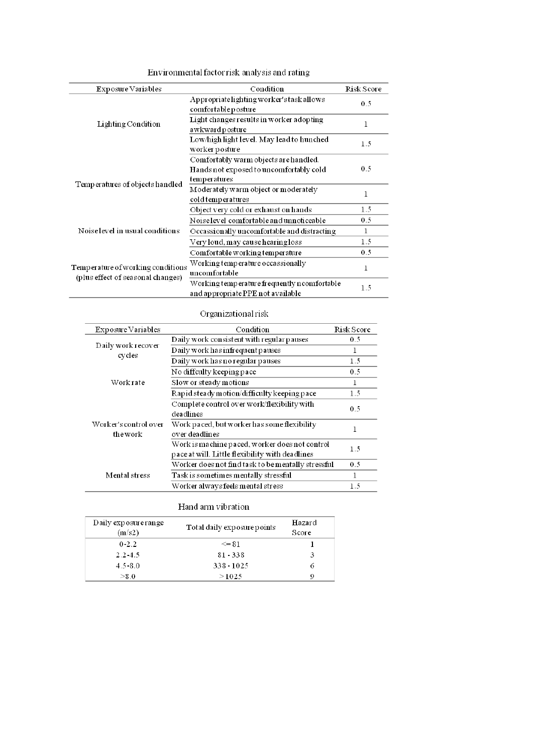Environmental factor risk analysis and rating

| Exposure Variables | Condition | Risk Score |
|---|---|---|
| Lighting Condition | Appropriate lighting worker's task allows comfortable posture | 0.5 |
| | Light changes results in worker adopting awkward posture | 1 |
| | Low/high light level. May lead to hunched worker posture | 1.5 |
| Temperatures of objects handled | Comfortably warm objects are handled. Hands not exposed to uncomfortably cold temperatures | 0.5 |
| | Moderately warm object or moderately cold temperatures | 1 |
| | Object very cold or exhaust on hands | 1.5 |
| Noise level in usual conditions | Noise level comfortable and unnoticeable | 0.5 |
| | Occassionally uncomfortable and distracting | 1 |
| | Very loud, may cause hearing loss | 1.5 |
| Temperature of working conditions (plus effect of seasonal changes) | Comfortable working temperature | 0.5 |
| | Working temperature occassionally uncomfortable | 1 |
| | Working temperature frequently ncomfortable and appropriate PPE not available | 1.5 |

Organizational risk

| Exposure Variables | Condition | Risk Score |
|---|---|---|
| Daily work recover cycles | Daily work consistent with regular pauses | 0.5 |
| | Daily work has infrequent pauses | 1 |
| | Daily work has no regular pauses | 1.5 |
| Work rate | No diffculty keeping pace | 0.5 |
| | Slow or steady motions | 1 |
| | Rapid steady motion/difficulty keeping pace | 1.5 |
| Worker's control over the work | Complete control over work/flexibility with deadlines | 0.5 |
| | Work paced, but worker has some flexibility over deadlines | 1 |
| | Work is machine paced, worker does not control pace at will. Little flexibility with deadlines | 1.5 |
| Mental stress | Worker does not find task to be mentally stressful | 0.5 |
| | Task is sometimes mentally stressful | 1 |
| | Worker always feels mental stress | 1.5 |

Hand arm vibration

| Daily exposure range (m/s2) | Total daily exposure points | Hazard Score |
|---|---|---|
| 0-2.2 | <= 81 | 1 |
| 2.2-4.5 | 81 - 338 | 3 |
| 4.5-8.0 | 338 - 1025 | 6 |
| >8.0 | >1025 | 9 |